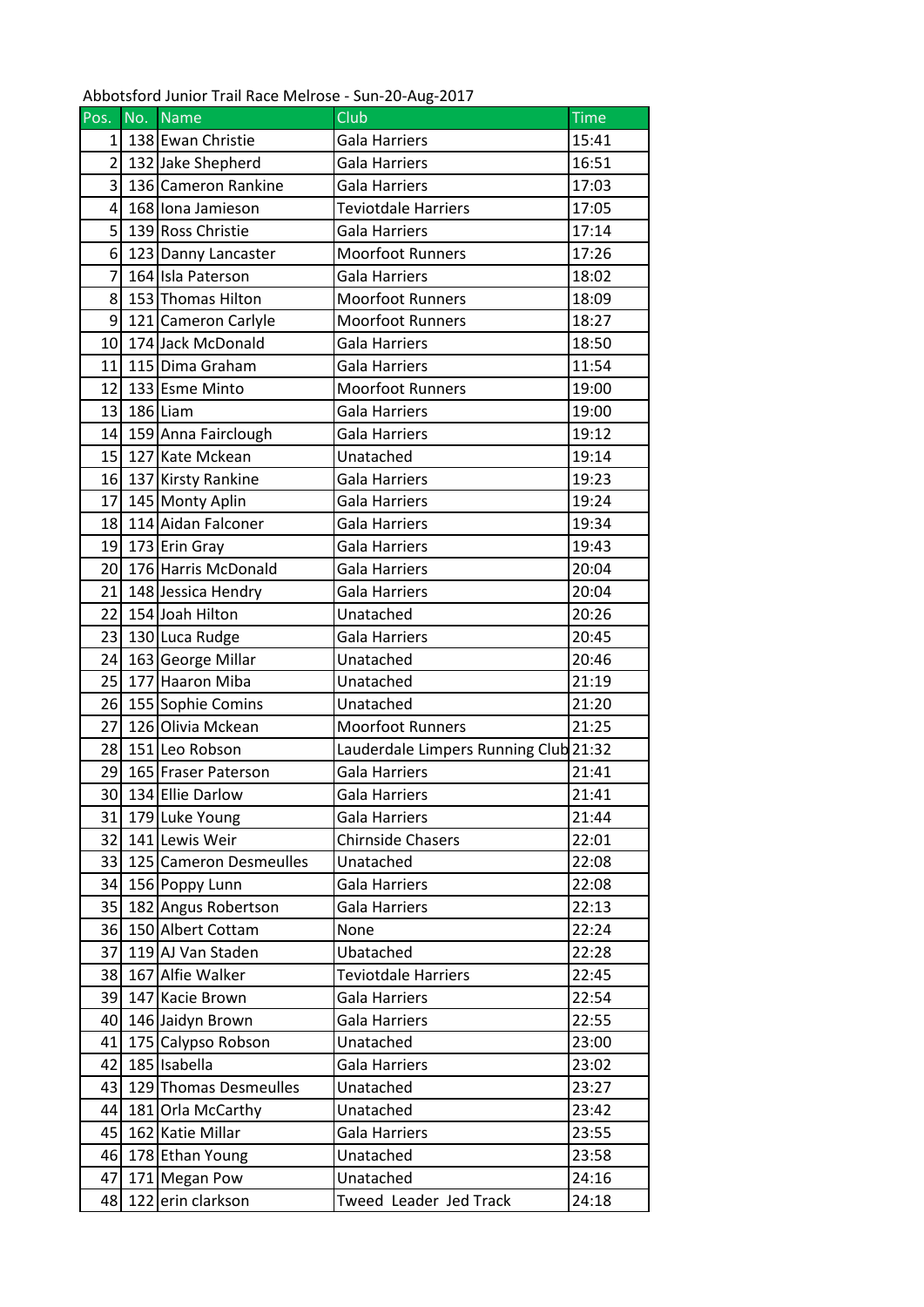Abbotsford Junior Trail Race Melrose - Sun-20-Aug-2017

| Pos. | No. | Name | Club | Time |
|---|---|---|---|---|
| 1 | 138 | Ewan Christie | Gala Harriers | 15:41 |
| 2 | 132 | Jake Shepherd | Gala Harriers | 16:51 |
| 3 | 136 | Cameron Rankine | Gala Harriers | 17:03 |
| 4 | 168 | Iona Jamieson | Teviotdale Harriers | 17:05 |
| 5 | 139 | Ross Christie | Gala Harriers | 17:14 |
| 6 | 123 | Danny Lancaster | Moorfoot Runners | 17:26 |
| 7 | 164 | Isla Paterson | Gala Harriers | 18:02 |
| 8 | 153 | Thomas Hilton | Moorfoot Runners | 18:09 |
| 9 | 121 | Cameron Carlyle | Moorfoot Runners | 18:27 |
| 10 | 174 | Jack McDonald | Gala Harriers | 18:50 |
| 11 | 115 | Dima Graham | Gala Harriers | 11:54 |
| 12 | 133 | Esme Minto | Moorfoot Runners | 19:00 |
| 13 | 186 | Liam | Gala Harriers | 19:00 |
| 14 | 159 | Anna Fairclough | Gala Harriers | 19:12 |
| 15 | 127 | Kate Mckean | Unatached | 19:14 |
| 16 | 137 | Kirsty Rankine | Gala Harriers | 19:23 |
| 17 | 145 | Monty Aplin | Gala Harriers | 19:24 |
| 18 | 114 | Aidan Falconer | Gala Harriers | 19:34 |
| 19 | 173 | Erin Gray | Gala Harriers | 19:43 |
| 20 | 176 | Harris McDonald | Gala Harriers | 20:04 |
| 21 | 148 | Jessica Hendry | Gala Harriers | 20:04 |
| 22 | 154 | Joah Hilton | Unatached | 20:26 |
| 23 | 130 | Luca Rudge | Gala Harriers | 20:45 |
| 24 | 163 | George Millar | Unatached | 20:46 |
| 25 | 177 | Haaron Miba | Unatached | 21:19 |
| 26 | 155 | Sophie Comins | Unatached | 21:20 |
| 27 | 126 | Olivia Mckean | Moorfoot Runners | 21:25 |
| 28 | 151 | Leo Robson | Lauderdale Limpers Running Club | 21:32 |
| 29 | 165 | Fraser Paterson | Gala Harriers | 21:41 |
| 30 | 134 | Ellie Darlow | Gala Harriers | 21:41 |
| 31 | 179 | Luke Young | Gala Harriers | 21:44 |
| 32 | 141 | Lewis Weir | Chirnside Chasers | 22:01 |
| 33 | 125 | Cameron Desmeulles | Unatached | 22:08 |
| 34 | 156 | Poppy Lunn | Gala Harriers | 22:08 |
| 35 | 182 | Angus Robertson | Gala Harriers | 22:13 |
| 36 | 150 | Albert Cottam | None | 22:24 |
| 37 | 119 | AJ Van Staden | Ubatached | 22:28 |
| 38 | 167 | Alfie Walker | Teviotdale Harriers | 22:45 |
| 39 | 147 | Kacie Brown | Gala Harriers | 22:54 |
| 40 | 146 | Jaidyn Brown | Gala Harriers | 22:55 |
| 41 | 175 | Calypso Robson | Unatached | 23:00 |
| 42 | 185 | Isabella | Gala Harriers | 23:02 |
| 43 | 129 | Thomas Desmeulles | Unatached | 23:27 |
| 44 | 181 | Orla McCarthy | Unatached | 23:42 |
| 45 | 162 | Katie Millar | Gala Harriers | 23:55 |
| 46 | 178 | Ethan Young | Unatached | 23:58 |
| 47 | 171 | Megan Pow | Unatached | 24:16 |
| 48 | 122 | erin clarkson | Tweed Leader Jed Track | 24:18 |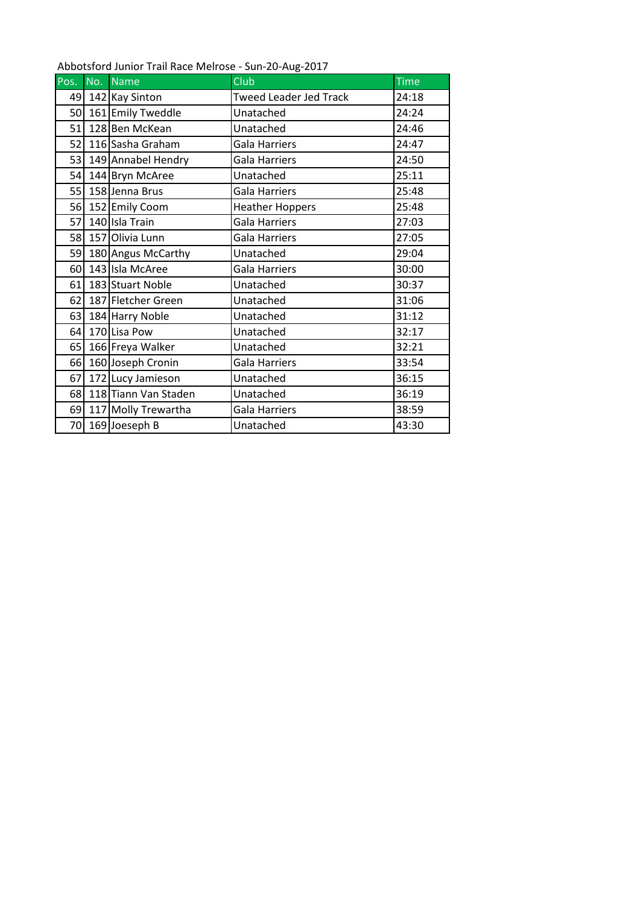Abbotsford Junior Trail Race Melrose - Sun-20-Aug-2017

| Pos. | No. | Name | Club | Time |
|---|---|---|---|---|
| 49 | 142 | Kay Sinton | Tweed Leader Jed Track | 24:18 |
| 50 | 161 | Emily Tweddle | Unatached | 24:24 |
| 51 | 128 | Ben McKean | Unatached | 24:46 |
| 52 | 116 | Sasha Graham | Gala Harriers | 24:47 |
| 53 | 149 | Annabel Hendry | Gala Harriers | 24:50 |
| 54 | 144 | Bryn McAree | Unatached | 25:11 |
| 55 | 158 | Jenna Brus | Gala Harriers | 25:48 |
| 56 | 152 | Emily Coom | Heather Hoppers | 25:48 |
| 57 | 140 | Isla Train | Gala Harriers | 27:03 |
| 58 | 157 | Olivia Lunn | Gala Harriers | 27:05 |
| 59 | 180 | Angus McCarthy | Unatached | 29:04 |
| 60 | 143 | Isla McAree | Gala Harriers | 30:00 |
| 61 | 183 | Stuart Noble | Unatached | 30:37 |
| 62 | 187 | Fletcher Green | Unatached | 31:06 |
| 63 | 184 | Harry Noble | Unatached | 31:12 |
| 64 | 170 | Lisa Pow | Unatached | 32:17 |
| 65 | 166 | Freya Walker | Unatached | 32:21 |
| 66 | 160 | Joseph Cronin | Gala Harriers | 33:54 |
| 67 | 172 | Lucy Jamieson | Unatached | 36:15 |
| 68 | 118 | Tiann Van Staden | Unatached | 36:19 |
| 69 | 117 | Molly Trewartha | Gala Harriers | 38:59 |
| 70 | 169 | Joeseph B | Unatached | 43:30 |